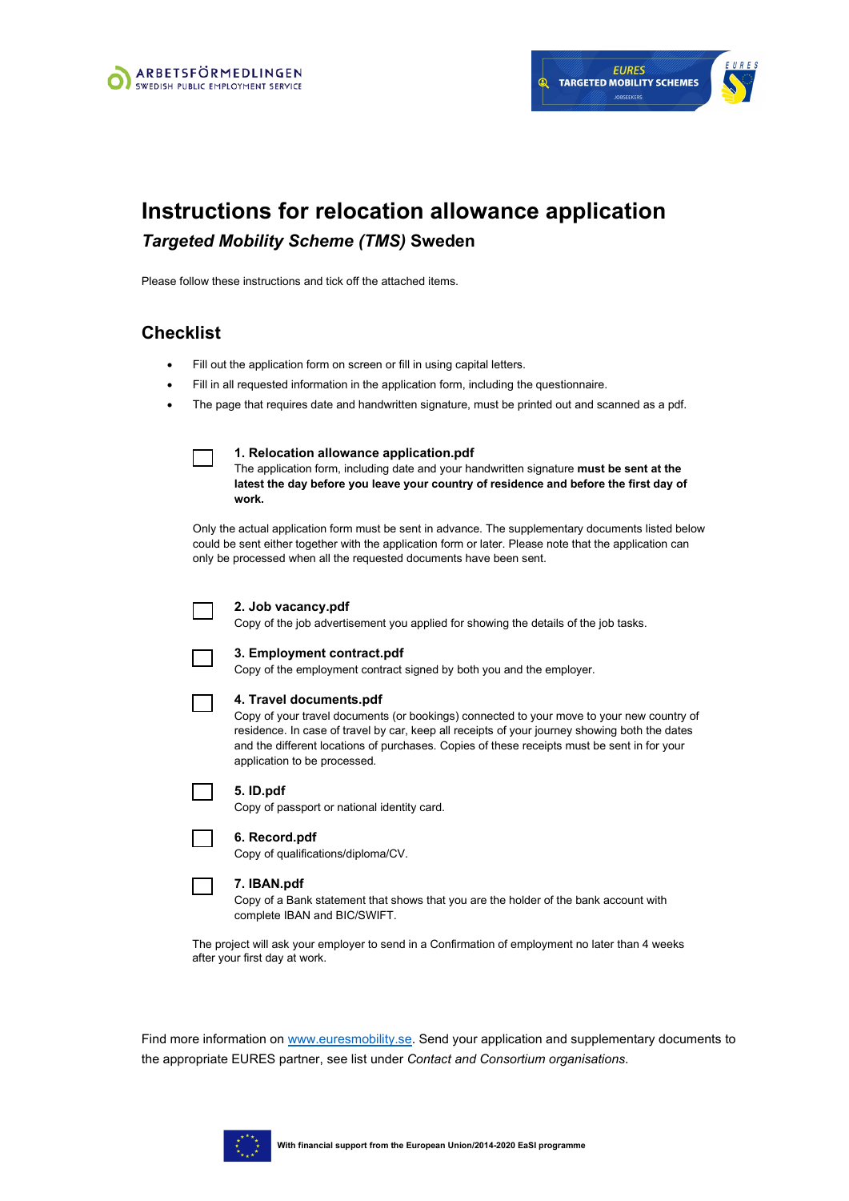# Instructions for relocation allowance application

## *Targeted Mobility Scheme (TMS)* Sweden

Please follow these instructions and tick off the attached items.

## Checklist

- Fill out the application form on screen or fill in using capital letters.
- Fill in all requested information in the application form, including the questionnaire.
- The page that requires date and handwritten signature, must be printed out and scanned as a pdf.

☐ **1. Relocation allowance application.pdf**
The application form, including date and your handwritten signature **must be sent at the latest the day before you leave your country of residence and before the first day of work.**

Only the actual application form must be sent in advance. The supplementary documents listed below could be sent either together with the application form or later. Please note that the application can only be processed when all the requested documents have been sent.

☐ **2. Job vacancy.pdf**
Copy of the job advertisement you applied for showing the details of the job tasks.

☐ **3. Employment contract.pdf**
Copy of the employment contract signed by both you and the employer.

☐ **4. Travel documents.pdf**
Copy of your travel documents (or bookings) connected to your move to your new country of residence. In case of travel by car, keep all receipts of your journey showing both the dates and the different locations of purchases. Copies of these receipts must be sent in for your application to be processed.

☐ **5. ID.pdf**
Copy of passport or national identity card.

☐ **6. Record.pdf**
Copy of qualifications/diploma/CV.

☐ **7. IBAN.pdf**
Copy of a Bank statement that shows that you are the holder of the bank account with complete IBAN and BIC/SWIFT.

The project will ask your employer to send in a Confirmation of employment no later than 4 weeks after your first day at work.

Find more information on [www.euresmobility.se](http://www.euresmobility.se). Send your application and supplementary documents to the appropriate EURES partner, see list under *Contact and Consortium organisations.*

**With financial support from the European Union/2014-2020 EaSI programme**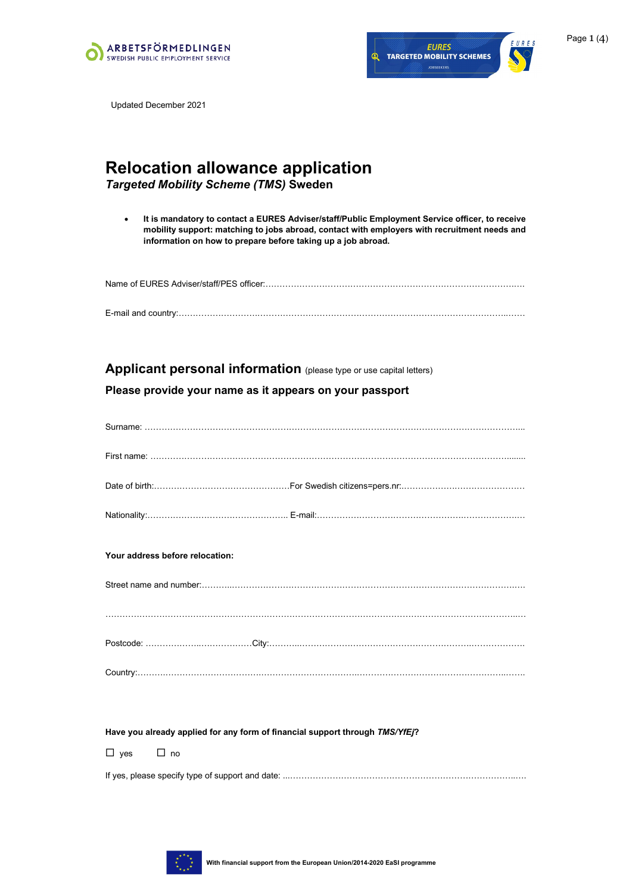Updated December 2021

# Relocation allowance application

***Targeted Mobility Scheme (TMS)* Sweden**

- **It is mandatory to contact a EURES Adviser/staff/Public Employment Service officer, to receive mobility support: matching to jobs abroad, contact with employers with recruitment needs and information on how to prepare before taking up a job abroad.**

Name of EURES Adviser/staff/PES officer:……………………………………………………………………………

E-mail and country:……………………………………………………………………………………………………

## Applicant personal information (please type or use capital letters)

### Please provide your name as it appears on your passport

Surname: ……………………………………………………………………………………………………………

First name: …………………………………………………………………………………………………………

Date of birth:…………………………………………For Swedish citizens=pers.nr:……………………………………

Nationality:…………………………………………… E-mail:……………………………………………………………

**Your address before relocation:**

Street name and number:………………………………………………………………………………………………

……………………………………………………………………………………………………………………………

Postcode: ……………………………City:………………………………………………………………………………

Country:………………………………………………………………………………………………………………

**Have you already applied for any form of financial support through *TMS/YfEj*?**

☐ yes ☐ no

If yes, please specify type of support and date: ……………………………………………………………………

With financial support from the European Union/2014-2020 EaSI programme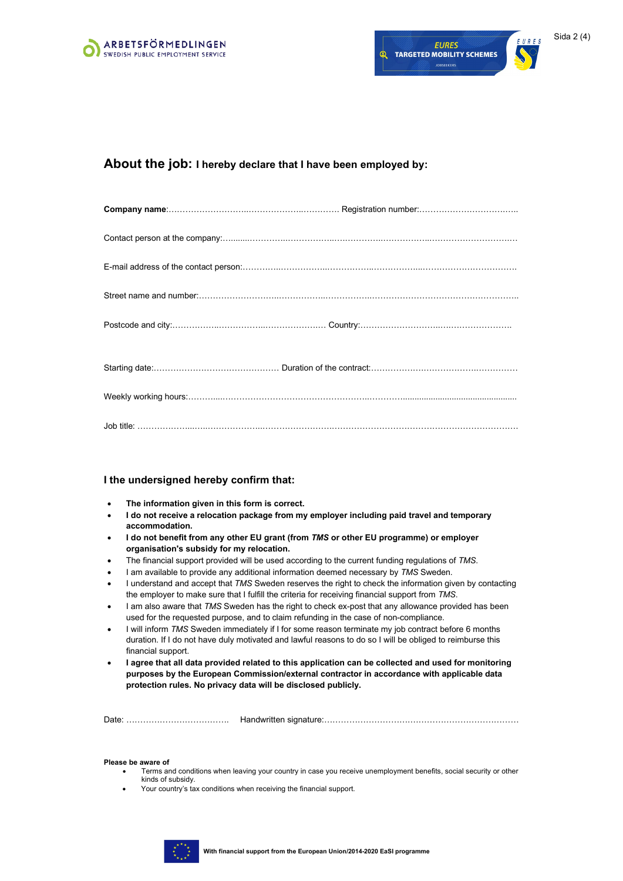## About the job: I hereby declare that I have been employed by:

**Company name**:………………………..……………..…………. Registration number:…………………………..…..

Contact person at the company:…........…………..……………..…….……..……………..………………………..

E-mail address of the contact person:…………..……………..……………..……………..………………………….

Street name and number:………………………..……………..……………..…………………………………………..

Postcode and city:………………..……………..………………..… Country:……………………..…..…………………

Starting date:……………………………………… Duration of the contract:………………..………………..……………

Weekly working hours:………....………………………………………………..……….........................................

Job title: ………………....…....………………...……………………..…………………………………………………

### I the undersigned hereby confirm that:

- **The information given in this form is correct.**
- **I do not receive a relocation package from my employer including paid travel and temporary accommodation.**
- **I do not benefit from any other EU grant (from *TMS* or other EU programme) or employer organisation's subsidy for my relocation.**
- The financial support provided will be used according to the current funding regulations of *TMS*.
- I am available to provide any additional information deemed necessary by *TMS* Sweden.
- I understand and accept that *TMS* Sweden reserves the right to check the information given by contacting the employer to make sure that I fulfill the criteria for receiving financial support from *TMS*.
- I am also aware that *TMS* Sweden has the right to check ex-post that any allowance provided has been used for the requested purpose, and to claim refunding in the case of non-compliance.
- I will inform *TMS* Sweden immediately if I for some reason terminate my job contract before 6 months duration. If I do not have duly motivated and lawful reasons to do so I will be obliged to reimburse this financial support.
- **I agree that all data provided related to this application can be collected and used for monitoring purposes by the European Commission/external contractor in accordance with applicable data protection rules. No privacy data will be disclosed publicly.**

Date: ……………………………… Handwritten signature:……………………………………………………………

**Please be aware of**

- Terms and conditions when leaving your country in case you receive unemployment benefits, social security or other kinds of subsidy.
- Your country's tax conditions when receiving the financial support.

**With financial support from the European Union/2014-2020 EaSI programme**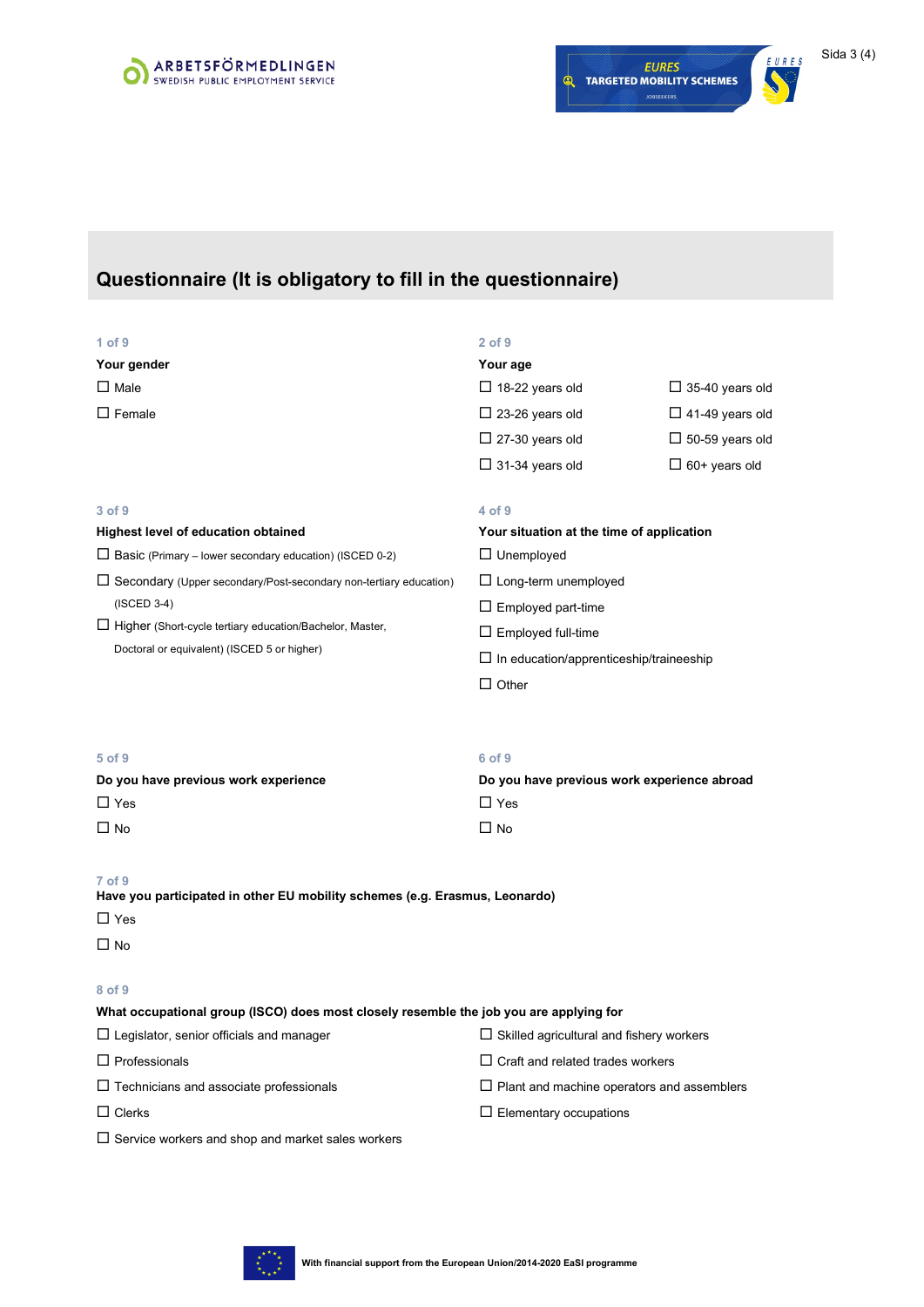## Questionnaire (It is obligatory to fill in the questionnaire)

1 of 9

**Your gender**

- ☐ Male
- ☐ Female

2 of 9

**Your age**

- ☐ 18-22 years old
- ☐ 23-26 years old
- ☐ 27-30 years old
- ☐ 31-34 years old
- ☐ 35-40 years old
- ☐ 41-49 years old
- ☐ 50-59 years old
- ☐ 60+ years old

3 of 9

**Highest level of education obtained**

- ☐ Basic (Primary – lower secondary education) (ISCED 0-2)
- ☐ Secondary (Upper secondary/Post-secondary non-tertiary education) (ISCED 3-4)
- ☐ Higher (Short-cycle tertiary education/Bachelor, Master, Doctoral or equivalent) (ISCED 5 or higher)

4 of 9

**Your situation at the time of application**

- ☐ Unemployed
- ☐ Long-term unemployed
- ☐ Employed part-time
- ☐ Employed full-time
- ☐ In education/apprenticeship/traineeship
- ☐ Other

5 of 9

**Do you have previous work experience**

- ☐ Yes
- ☐ No

6 of 9

**Do you have previous work experience abroad**

- ☐ Yes
- ☐ No

7 of 9

**Have you participated in other EU mobility schemes (e.g. Erasmus, Leonardo)**

- ☐ Yes
- ☐ No

8 of 9

**What occupational group (ISCO) does most closely resemble the job you are applying for**

- ☐ Legislator, senior officials and manager
- ☐ Professionals
- ☐ Technicians and associate professionals
- ☐ Clerks
- ☐ Service workers and shop and market sales workers
- ☐ Skilled agricultural and fishery workers
- ☐ Craft and related trades workers
- ☐ Plant and machine operators and assemblers
- ☐ Elementary occupations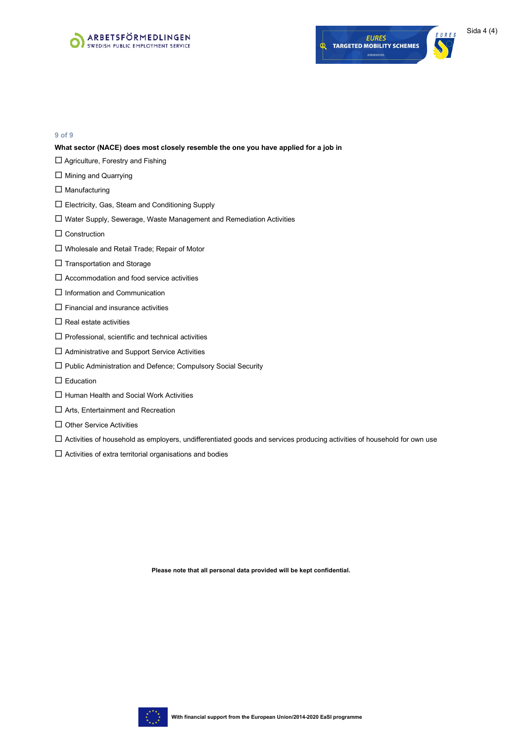9 of 9

**What sector (NACE) does most closely resemble the one you have applied for a job in**

- ☐ Agriculture, Forestry and Fishing
- ☐ Mining and Quarrying
- ☐ Manufacturing
- ☐ Electricity, Gas, Steam and Conditioning Supply
- ☐ Water Supply, Sewerage, Waste Management and Remediation Activities
- ☐ Construction
- ☐ Wholesale and Retail Trade; Repair of Motor
- ☐ Transportation and Storage
- ☐ Accommodation and food service activities
- ☐ Information and Communication
- ☐ Financial and insurance activities
- ☐ Real estate activities
- ☐ Professional, scientific and technical activities
- ☐ Administrative and Support Service Activities
- ☐ Public Administration and Defence; Compulsory Social Security
- ☐ Education
- ☐ Human Health and Social Work Activities
- ☐ Arts, Entertainment and Recreation
- ☐ Other Service Activities
- ☐ Activities of household as employers, undifferentiated goods and services producing activities of household for own use
- ☐ Activities of extra territorial organisations and bodies

**Please note that all personal data provided will be kept confidential.**

**With financial support from the European Union/2014-2020 EaSI programme**